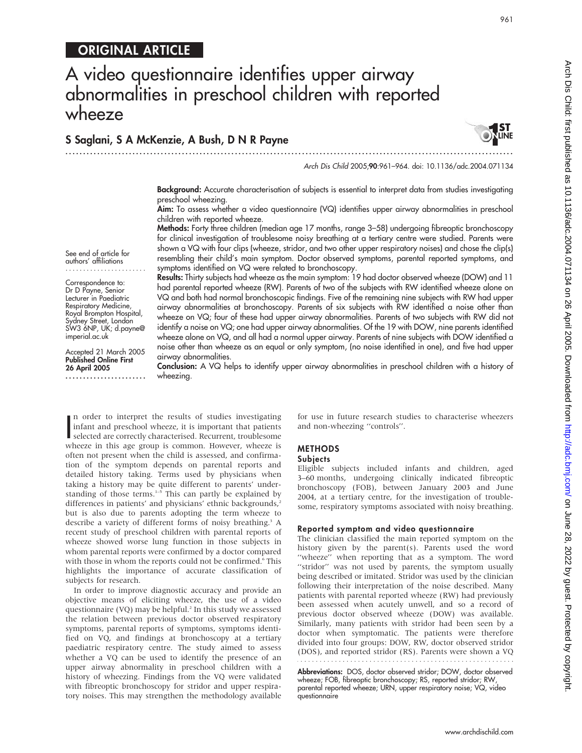## ORIGINAL ARTICLE

# A video questionnaire identifies upper airway abnormalities in preschool children with reported wheeze

**S Saglani, S A McKenzie, A Bush, D N R Payne**

Arch Dis Child 2005;**90**:961–964. doi: 10.1136/adc.2004.071134

See end of article for authors' affiliations

Correspondence to: Dr D Payne, Senior Lecturer in Paediatric Respiratory Medicine, Royal Brompton Hospital, Sydney Street, London SW3 6NP, UK; d.payne@imperial.ac.uk

Accepted 21 March 2005
**Published Online First 26 April 2005**

**Background:** Accurate characterisation of subjects is essential to interpret data from studies investigating preschool wheezing.

**Aim:** To assess whether a video questionnaire (VQ) identifies upper airway abnormalities in preschool children with reported wheeze.

**Methods:** Forty three children (median age 17 months, range 3–58) undergoing fibreoptic bronchoscopy for clinical investigation of troublesome noisy breathing at a tertiary centre were studied. Parents were shown a VQ with four clips (wheeze, stridor, and two other upper respiratory noises) and chose the clip(s) resembling their child's main symptom. Doctor observed symptoms, parental reported symptoms, and symptoms identified on VQ were related to bronchoscopy.

**Results:** Thirty subjects had wheeze as the main symptom: 19 had doctor observed wheeze (DOW) and 11 had parental reported wheeze (RW). Parents of two of the subjects with RW identified wheeze alone on VQ and both had normal bronchoscopic findings. Five of the remaining nine subjects with RW had upper airway abnormalities at bronchoscopy. Parents of six subjects with RW identified a noise other than wheeze on VQ; four of these had upper airway abnormalities. Parents of two subjects with RW did not identify a noise on VQ; one had upper airway abnormalities. Of the 19 with DOW, nine parents identified wheeze alone on VQ, and all had a normal upper airway. Parents of nine subjects with DOW identified a noise other than wheeze as an equal or only symptom, (no noise identified in one), and five had upper airway abnormalities.

**Conclusion:** A VQ helps to identify upper airway abnormalities in preschool children with a history of wheezing.

In order to interpret the results of studies investigating infant and preschool wheeze, it is important that patients selected are correctly characterised. Recurrent, troublesome wheeze in this age group is common. However, wheeze is often not present when the child is assessed, and confirmation of the symptom depends on parental reports and detailed history taking. Terms used by physicians when taking a history may be quite different to parents' understanding of those terms.[1–5] This can partly be explained by differences in patients' and physicians' ethnic backgrounds,[2] but is also due to parents adopting the term wheeze to describe a variety of different forms of noisy breathing.[3] A recent study of preschool children with parental reports of wheeze showed worse lung function in those subjects in whom parental reports were confirmed by a doctor compared with those in whom the reports could not be confirmed.[6] This highlights the importance of accurate classification of subjects for research.

In order to improve diagnostic accuracy and provide an objective means of eliciting wheeze, the use of a video questionnaire (VQ) may be helpful.[2] In this study we assessed the relation between previous doctor observed respiratory symptoms, parental reports of symptoms, symptoms identified on VQ, and findings at bronchoscopy at a tertiary paediatric respiratory centre. The study aimed to assess whether a VQ can be used to identify the presence of an upper airway abnormality in preschool children with a history of wheezing. Findings from the VQ were validated with fibreoptic bronchoscopy for stridor and upper respiratory noises. This may strengthen the methodology available for use in future research studies to characterise wheezers and non-wheezing "controls".

## METHODS

### Subjects

Eligible subjects included infants and children, aged 3–60 months, undergoing clinically indicated fibreoptic bronchoscopy (FOB), between January 2003 and June 2004, at a tertiary centre, for the investigation of troublesome, respiratory symptoms associated with noisy breathing.

### Reported symptom and video questionnaire

The clinician classified the main reported symptom on the history given by the parent(s). Parents used the word "wheeze" when reporting that as a symptom. The word "stridor" was not used by parents, the symptom usually being described or imitated. Stridor was used by the clinician following their interpretation of the noise described. Many patients with parental reported wheeze (RW) had previously been assessed when acutely unwell, and so a record of previous doctor observed wheeze (DOW) was available. Similarly, many patients with stridor had been seen by a doctor when symptomatic. The patients were therefore divided into four groups: DOW, RW, doctor observed stridor (DOS), and reported stridor (RS). Parents were shown a VQ

**Abbreviations:** DOS, doctor observed stridor; DOW, doctor observed wheeze; FOB, fibreoptic bronchoscopy; RS, reported stridor; RW, parental reported wheeze; URN, upper respiratory noise; VQ, video questionnaire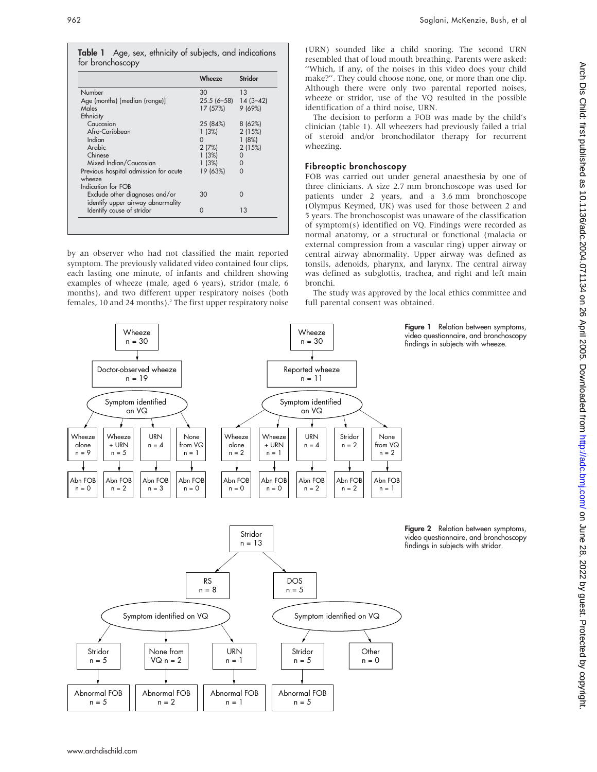**Table 1** Age, sex, ethnicity of subjects, and indications for bronchoscopy

| | Wheeze | Stridor |
|---|---|---|
| Number | 30 | 13 |
| Age (months) [median (range)] | 25.5 (6–58) | 14 (3–42) |
| Males | 17 (57%) | 9 (69%) |
| Ethnicity | | |
| Caucasian | 25 (84%) | 8 (62%) |
| Afro-Caribbean | 1 (3%) | 2 (15%) |
| Indian | 0 | 1 (8%) |
| Arabic | 2 (7%) | 2 (15%) |
| Chinese | 1 (3%) | 0 |
| Mixed Indian/Caucasian | 1 (3%) | 0 |
| Previous hospital admission for acute wheeze | 19 (63%) | 0 |
| Indication for FOB | | |
| Exclude other diagnoses and/or identify upper airway abnormality | 30 | 0 |
| Identify cause of stridor | 0 | 13 |

by an observer who had not classified the main reported symptom. The previously validated video contained four clips, each lasting one minute, of infants and children showing examples of wheeze (male, aged 6 years), stridor (male, 6 months), and two different upper respiratory noises (both females, 10 and 24 months).[2] The first upper respiratory noise (URN) sounded like a child snoring. The second URN resembled that of loud mouth breathing. Parents were asked: ''Which, if any, of the noises in this video does your child make?''. They could choose none, one, or more than one clip. Although there were only two parental reported noises, wheeze or stridor, use of the VQ resulted in the possible identification of a third noise, URN.

The decision to perform a FOB was made by the child's clinician (table 1). All wheezers had previously failed a trial of steroid and/or bronchodilator therapy for recurrent wheezing.

## Fibreoptic bronchoscopy

FOB was carried out under general anaesthesia by one of three clinicians. A size 2.7 mm bronchoscope was used for patients under 2 years, and a 3.6 mm bronchoscope (Olympus Keymed, UK) was used for those between 2 and 5 years. The bronchoscopist was unaware of the classification of symptom(s) identified on VQ. Findings were recorded as normal anatomy, or a structural or functional (malacia or external compression from a vascular ring) upper airway or central airway abnormality. Upper airway was defined as tonsils, adenoids, pharynx, and larynx. The central airway was defined as subglottis, trachea, and right and left main bronchi.

The study was approved by the local ethics committee and full parental consent was obtained.

- Wheeze n = 30 → Doctor-observed wheeze n = 19 → Symptom identified on VQ:
  - Wheeze alone n = 9 → Abn FOB n = 0
  - Wheeze + URN n = 5 → Abn FOB n = 2
  - URN n = 4 → Abn FOB n = 3
  - None from VQ n = 1 → Abn FOB n = 0
- Wheeze n = 30 → Reported wheeze n = 11 → Symptom identified on VQ:
  - Wheeze alone n = 2 → Abn FOB n = 0
  - Wheeze + URN n = 1 → Abn FOB n = 0
  - URN n = 4 → Abn FOB n = 2
  - Stridor n = 2 → Abn FOB n = 2
  - None from VQ n = 2 → Abn FOB n = 1

**Figure 1** Relation between symptoms, video questionnaire, and bronchoscopy findings in subjects with wheeze.

- Stridor n = 13
  - RS n = 8 → Symptom identified on VQ:
    - Stridor n = 5 → Abnormal FOB n = 5
    - None from VQ n = 2 → Abnormal FOB n = 2
    - URN n = 1 → Abnormal FOB n = 1
  - DOS n = 5 → Symptom identified on VQ:
    - Stridor n = 5 → Abnormal FOB n = 5
    - Other n = 0

**Figure 2** Relation between symptoms, video questionnaire, and bronchoscopy findings in subjects with stridor.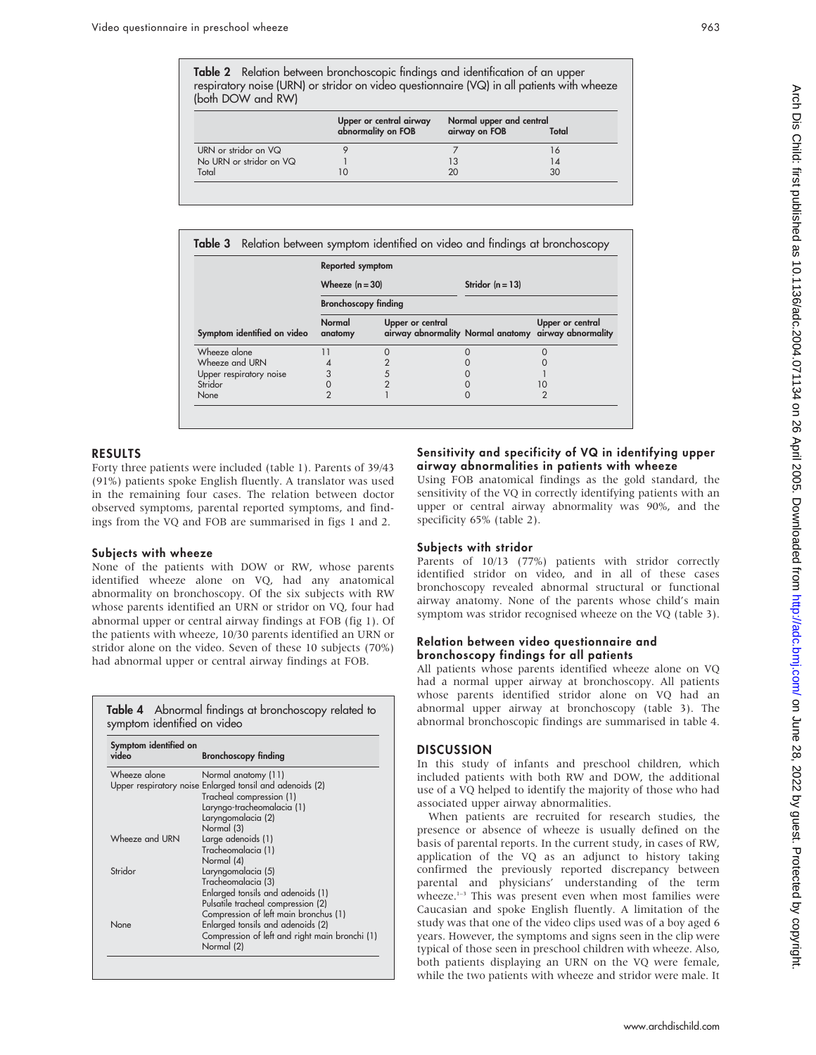**Table 2** Relation between bronchoscopic findings and identification of an upper respiratory noise (URN) or stridor on video questionnaire (VQ) in all patients with wheeze (both DOW and RW)

| | Upper or central airway abnormality on FOB | Normal upper and central airway on FOB | Total |
|---|---|---|---|
| URN or stridor on VQ | 9 | 7 | 16 |
| No URN or stridor on VQ | 1 | 13 | 14 |
| Total | 10 | 20 | 30 |

**Table 3** Relation between symptom identified on video and findings at bronchoscopy

| | Reported symptom | | | |
|---|---|---|---|---|
| | Wheeze (n = 30) | | Stridor (n = 13) | |
| | Bronchoscopy finding | | | |
| Symptom identified on video | Normal anatomy | Upper or central airway abnormality | Normal anatomy | Upper or central airway abnormality |
| Wheeze alone | 11 | 0 | 0 | 0 |
| Wheeze and URN | 4 | 2 | 0 | 0 |
| Upper respiratory noise | 3 | 5 | 0 | 1 |
| Stridor | 0 | 2 | 0 | 10 |
| None | 2 | 1 | 0 | 2 |

## RESULTS

Forty three patients were included (table 1). Parents of 39/43 (91%) patients spoke English fluently. A translator was used in the remaining four cases. The relation between doctor observed symptoms, parental reported symptoms, and findings from the VQ and FOB are summarised in figs 1 and 2.

### Subjects with wheeze

None of the patients with DOW or RW, whose parents identified wheeze alone on VQ, had any anatomical abnormality on bronchoscopy. Of the six subjects with RW whose parents identified an URN or stridor on VQ, four had abnormal upper or central airway findings at FOB (fig 1). Of the patients with wheeze, 10/30 parents identified an URN or stridor alone on the video. Seven of these 10 subjects (70%) had abnormal upper or central airway findings at FOB.

**Table 4** Abnormal findings at bronchoscopy related to symptom identified on video

| Symptom identified on video | Bronchoscopy finding |
|---|---|
| Wheeze alone | Normal anatomy (11) |
| Upper respiratory noise | Enlarged tonsil and adenoids (2) |
| | Tracheal compression (1) |
| | Laryngo-tracheomalacia (1) |
| | Laryngomalacia (2) |
| | Normal (3) |
| Wheeze and URN | Large adenoids (1) |
| | Tracheomalacia (1) |
| | Normal (4) |
| Stridor | Laryngomalacia (5) |
| | Tracheomalacia (3) |
| | Enlarged tonsils and adenoids (1) |
| | Pulsatile tracheal compression (2) |
| | Compression of left main bronchus (1) |
| None | Enlarged tonsils and adenoids (2) |
| | Compression of left and right main bronchi (1) |
| | Normal (2) |

### Sensitivity and specificity of VQ in identifying upper airway abnormalities in patients with wheeze

Using FOB anatomical findings as the gold standard, the sensitivity of the VQ in correctly identifying patients with an upper or central airway abnormality was 90%, and the specificity 65% (table 2).

### Subjects with stridor

Parents of 10/13 (77%) patients with stridor correctly identified stridor on video, and in all of these cases bronchoscopy revealed abnormal structural or functional airway anatomy. None of the parents whose child's main symptom was stridor recognised wheeze on the VQ (table 3).

### Relation between video questionnaire and bronchoscopy findings for all patients

All patients whose parents identified wheeze alone on VQ had a normal upper airway at bronchoscopy. All patients whose parents identified stridor alone on VQ had an abnormal upper airway at bronchoscopy (table 3). The abnormal bronchoscopic findings are summarised in table 4.

## DISCUSSION

In this study of infants and preschool children, which included patients with both RW and DOW, the additional use of a VQ helped to identify the majority of those who had associated upper airway abnormalities.

When patients are recruited for research studies, the presence or absence of wheeze is usually defined on the basis of parental reports. In the current study, in cases of RW, application of the VQ as an adjunct to history taking confirmed the previously reported discrepancy between parental and physicians' understanding of the term wheeze.[1–3] This was present even when most families were Caucasian and spoke English fluently. A limitation of the study was that one of the video clips used was of a boy aged 6 years. However, the symptoms and signs seen in the clip were typical of those seen in preschool children with wheeze. Also, both patients displaying an URN on the VQ were female, while the two patients with wheeze and stridor were male. It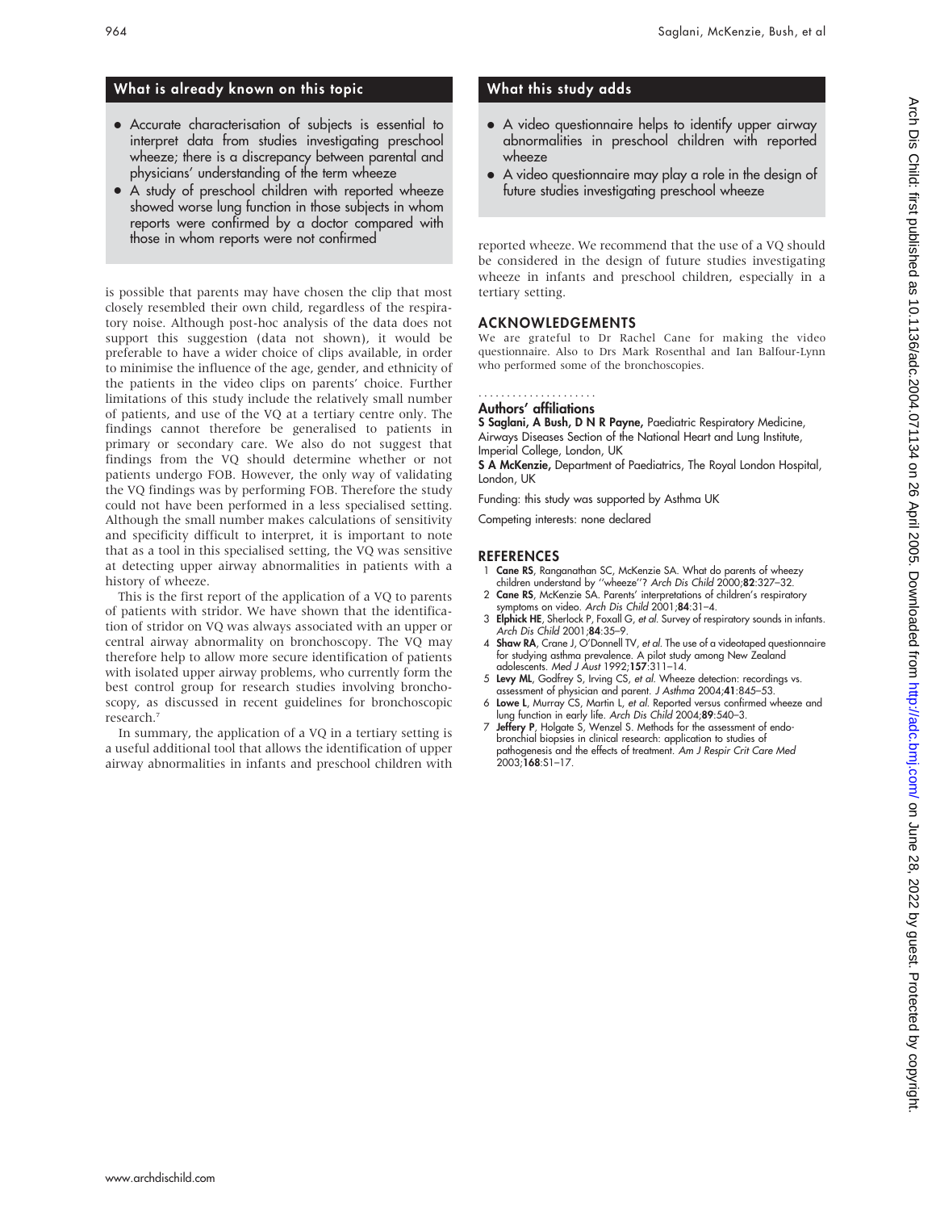## What is already known on this topic

- Accurate characterisation of subjects is essential to interpret data from studies investigating preschool wheeze; there is a discrepancy between parental and physicians' understanding of the term wheeze
- A study of preschool children with reported wheeze showed worse lung function in those subjects in whom reports were confirmed by a doctor compared with those in whom reports were not confirmed

is possible that parents may have chosen the clip that most closely resembled their own child, regardless of the respiratory noise. Although post-hoc analysis of the data does not support this suggestion (data not shown), it would be preferable to have a wider choice of clips available, in order to minimise the influence of the age, gender, and ethnicity of the patients in the video clips on parents' choice. Further limitations of this study include the relatively small number of patients, and use of the VQ at a tertiary centre only. The findings cannot therefore be generalised to patients in primary or secondary care. We also do not suggest that findings from the VQ should determine whether or not patients undergo FOB. However, the only way of validating the VQ findings was by performing FOB. Therefore the study could not have been performed in a less specialised setting. Although the small number makes calculations of sensitivity and specificity difficult to interpret, it is important to note that as a tool in this specialised setting, the VQ was sensitive at detecting upper airway abnormalities in patients with a history of wheeze.

This is the first report of the application of a VQ to parents of patients with stridor. We have shown that the identification of stridor on VQ was always associated with an upper or central airway abnormality on bronchoscopy. The VQ may therefore help to allow more secure identification of patients with isolated upper airway problems, who currently form the best control group for research studies involving bronchoscopy, as discussed in recent guidelines for bronchoscopic research.[7]

In summary, the application of a VQ in a tertiary setting is a useful additional tool that allows the identification of upper airway abnormalities in infants and preschool children with reported wheeze. We recommend that the use of a VQ should be considered in the design of future studies investigating wheeze in infants and preschool children, especially in a tertiary setting.

## What this study adds

- A video questionnaire helps to identify upper airway abnormalities in preschool children with reported wheeze
- A video questionnaire may play a role in the design of future studies investigating preschool wheeze

## ACKNOWLEDGEMENTS

We are grateful to Dr Rachel Cane for making the video questionnaire. Also to Drs Mark Rosenthal and Ian Balfour-Lynn who performed some of the bronchoscopies.

### Authors' affiliations

**S Saglani, A Bush, D N R Payne,** Paediatric Respiratory Medicine, Airways Diseases Section of the National Heart and Lung Institute, Imperial College, London, UK

**S A McKenzie,** Department of Paediatrics, The Royal London Hospital, London, UK

Funding: this study was supported by Asthma UK

Competing interests: none declared

## REFERENCES

1. **Cane RS**, Ranganathan SC, McKenzie SA. What do parents of wheezy children understand by "wheeze"? *Arch Dis Child* 2000;**82**:327–32.
2. **Cane RS**, McKenzie SA. Parents' interpretations of children's respiratory symptoms on video. *Arch Dis Child* 2001;**84**:31–4.
3. **Elphick HE**, Sherlock P, Foxall G, *et al*. Survey of respiratory sounds in infants. *Arch Dis Child* 2001;**84**:35–9.
4. **Shaw RA**, Crane J, O'Donnell TV, *et al*. The use of a videotaped questionnaire for studying asthma prevalence. A pilot study among New Zealand adolescents. *Med J Aust* 1992;**157**:311–14.
5. **Levy ML**, Godfrey S, Irving CS, *et al*. Wheeze detection: recordings vs. assessment of physician and parent. *J Asthma* 2004;**41**:845–53.
6. **Lowe L**, Murray CS, Martin L, *et al*. Reported versus confirmed wheeze and lung function in early life. *Arch Dis Child* 2004;**89**:540–3.
7. **Jeffery P**, Holgate S, Wenzel S. Methods for the assessment of endobronchial biopsies in clinical research: application to studies of pathogenesis and the effects of treatment. *Am J Respir Crit Care Med* 2003;**168**:S1–17.